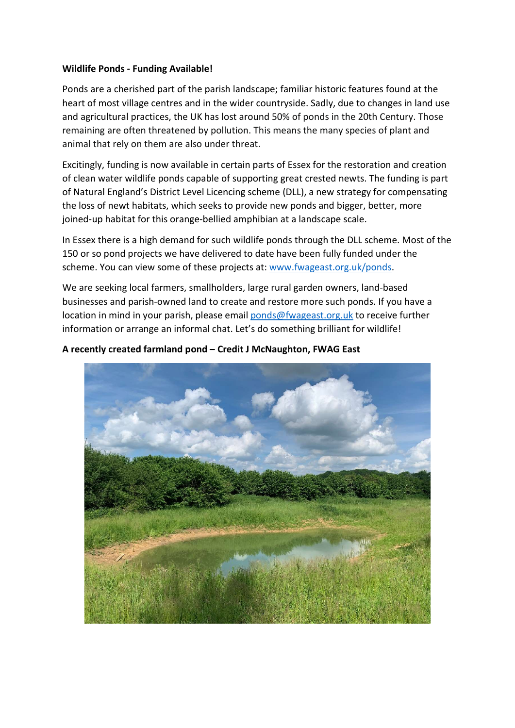**Wildlife Ponds - Funding Available!**

Ponds are a cherished part of the parish landscape; familiar historic features found at the heart of most village centres and in the wider countryside. Sadly, due to changes in land use and agricultural practices, the UK has lost around 50% of ponds in the 20th Century. Those remaining are often threatened by pollution. This means the many species of plant and animal that rely on them are also under threat.

Excitingly, funding is now available in certain parts of Essex for the restoration and creation of clean water wildlife ponds capable of supporting great crested newts. The funding is part of Natural England's District Level Licencing scheme (DLL), a new strategy for compensating the loss of newt habitats, which seeks to provide new ponds and bigger, better, more joined-up habitat for this orange-bellied amphibian at a landscape scale.

In Essex there is a high demand for such wildlife ponds through the DLL scheme. Most of the 150 or so pond projects we have delivered to date have been fully funded under the scheme. You can view some of these projects at: www.fwageast.org.uk/ponds.

We are seeking local farmers, smallholders, large rural garden owners, land-based businesses and parish-owned land to create and restore more such ponds. If you have a location in mind in your parish, please email ponds@fwageast.org.uk to receive further information or arrange an informal chat. Let's do something brilliant for wildlife!

**A recently created farmland pond – Credit J McNaughton, FWAG East**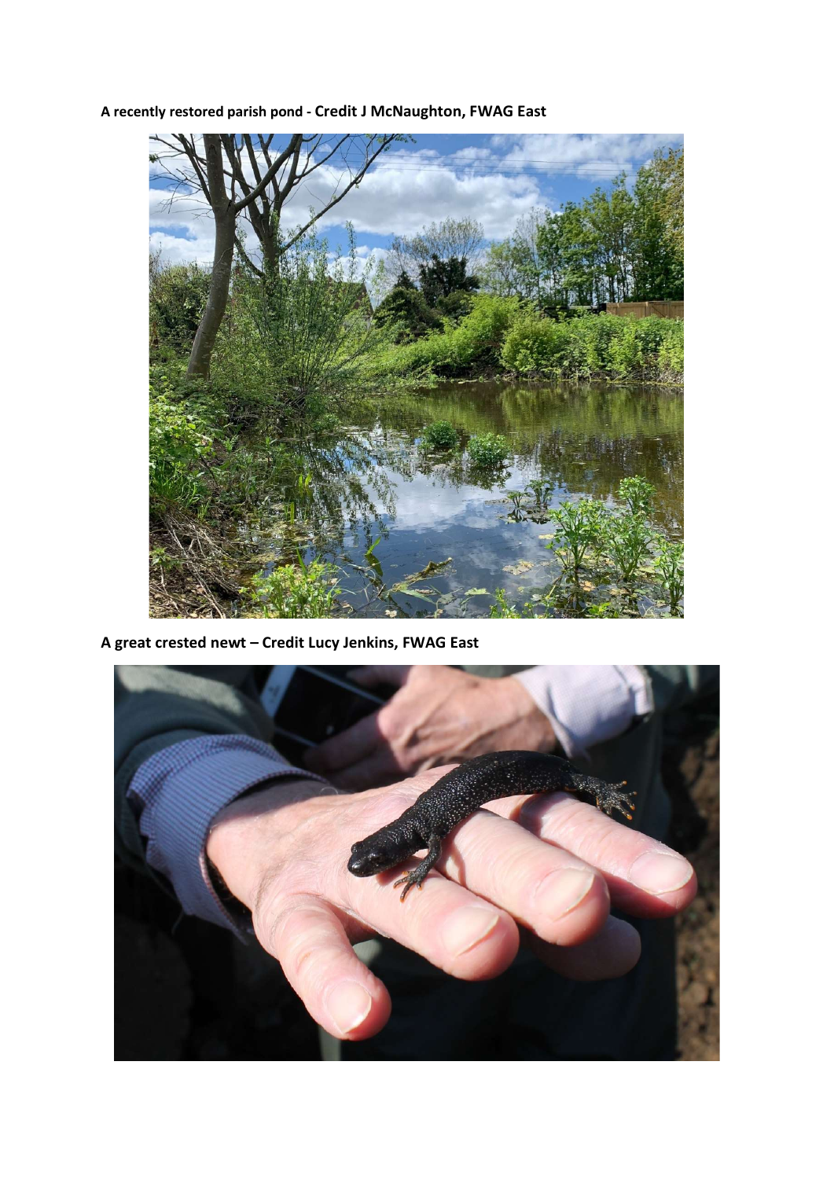**A recently restored parish pond - Credit J McNaughton, FWAG East**

**A great crested newt – Credit Lucy Jenkins, FWAG East**